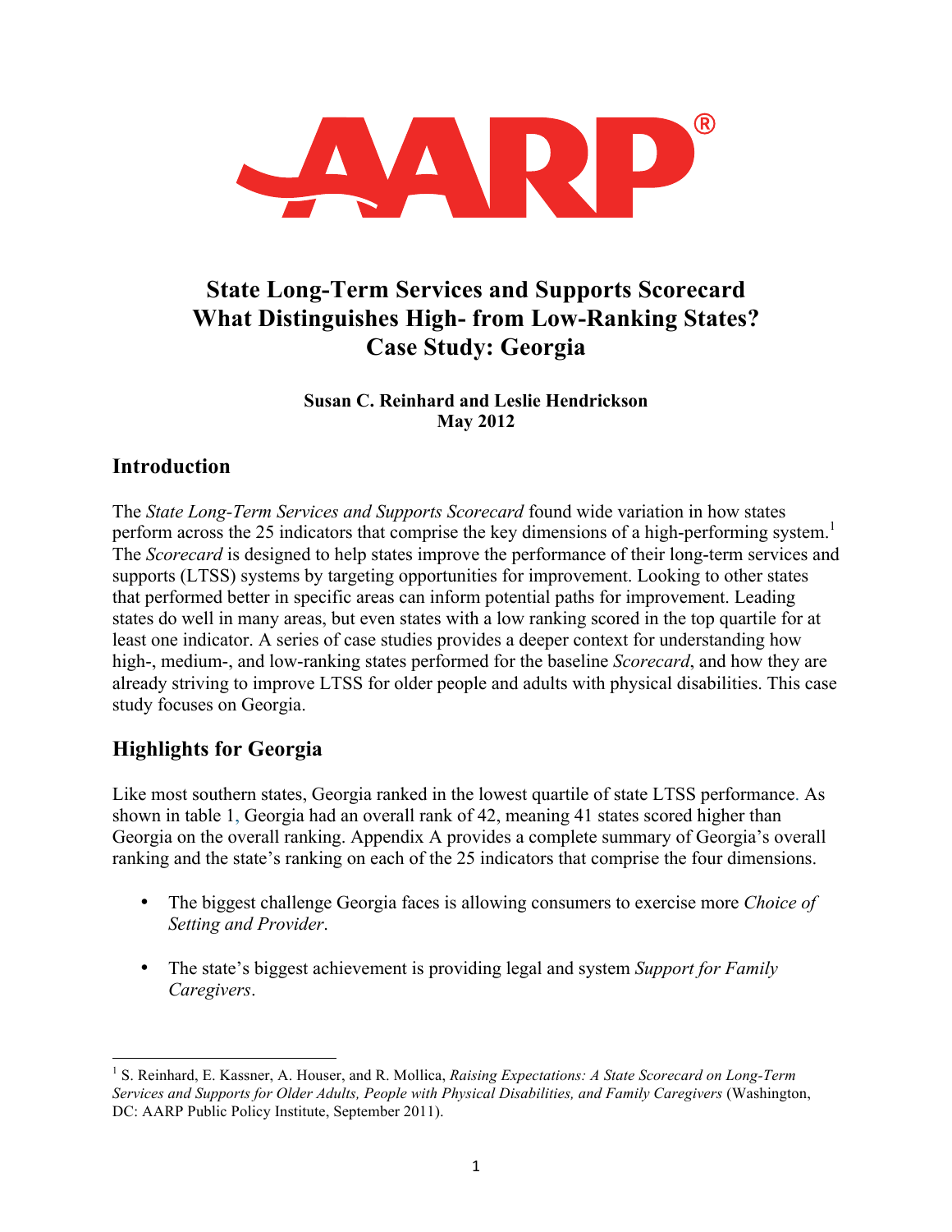# State Long-Term Services and Supports Scorecard
# What Distinguishes High- from Low-Ranking States?
# Case Study: Georgia

**Susan C. Reinhard and Leslie Hendrickson**
**May 2012**

## Introduction

The *State Long-Term Services and Supports Scorecard* found wide variation in how states perform across the 25 indicators that comprise the key dimensions of a high-performing system.[1] The *Scorecard* is designed to help states improve the performance of their long-term services and supports (LTSS) systems by targeting opportunities for improvement. Looking to other states that performed better in specific areas can inform potential paths for improvement. Leading states do well in many areas, but even states with a low ranking scored in the top quartile for at least one indicator. A series of case studies provides a deeper context for understanding how high-, medium-, and low-ranking states performed for the baseline *Scorecard*, and how they are already striving to improve LTSS for older people and adults with physical disabilities. This case study focuses on Georgia.

## Highlights for Georgia

Like most southern states, Georgia ranked in the lowest quartile of state LTSS performance. As shown in table 1, Georgia had an overall rank of 42, meaning 41 states scored higher than Georgia on the overall ranking. Appendix A provides a complete summary of Georgia's overall ranking and the state's ranking on each of the 25 indicators that comprise the four dimensions.

- The biggest challenge Georgia faces is allowing consumers to exercise more *Choice of Setting and Provider*.
- The state's biggest achievement is providing legal and system *Support for Family Caregivers*.

[1] S. Reinhard, E. Kassner, A. Houser, and R. Mollica, *Raising Expectations: A State Scorecard on Long-Term Services and Supports for Older Adults, People with Physical Disabilities, and Family Caregivers* (Washington, DC: AARP Public Policy Institute, September 2011).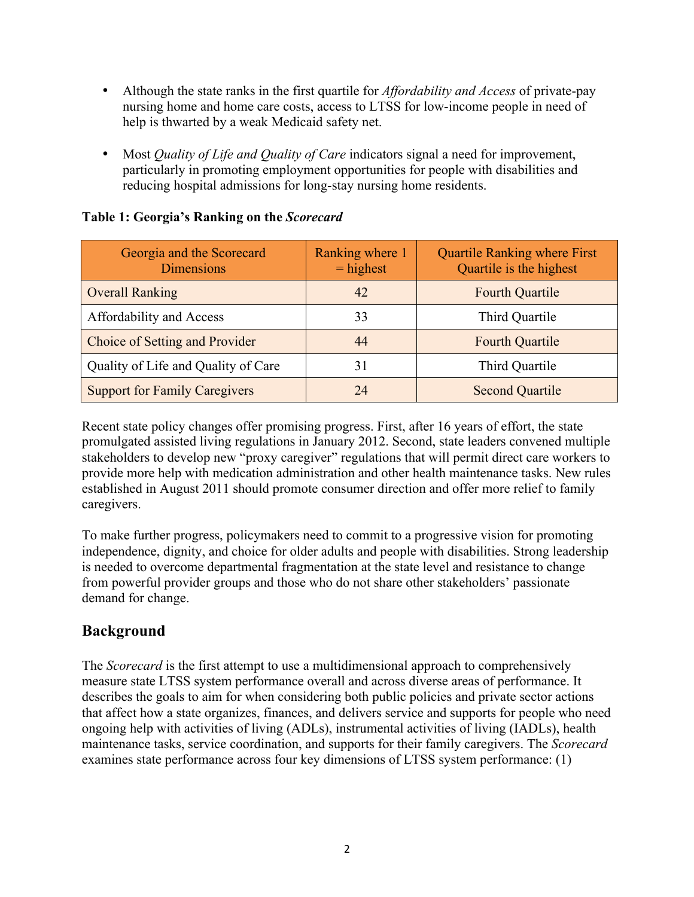- Although the state ranks in the first quartile for *Affordability and Access* of private-pay nursing home and home care costs, access to LTSS for low-income people in need of help is thwarted by a weak Medicaid safety net.

- Most *Quality of Life and Quality of Care* indicators signal a need for improvement, particularly in promoting employment opportunities for people with disabilities and reducing hospital admissions for long-stay nursing home residents.

**Table 1: Georgia's Ranking on the *Scorecard***

| Georgia and the Scorecard Dimensions | Ranking where 1 = highest | Quartile Ranking where First Quartile is the highest |
|---|---|---|
| Overall Ranking | 42 | Fourth Quartile |
| Affordability and Access | 33 | Third Quartile |
| Choice of Setting and Provider | 44 | Fourth Quartile |
| Quality of Life and Quality of Care | 31 | Third Quartile |
| Support for Family Caregivers | 24 | Second Quartile |

Recent state policy changes offer promising progress. First, after 16 years of effort, the state promulgated assisted living regulations in January 2012. Second, state leaders convened multiple stakeholders to develop new "proxy caregiver" regulations that will permit direct care workers to provide more help with medication administration and other health maintenance tasks. New rules established in August 2011 should promote consumer direction and offer more relief to family caregivers.

To make further progress, policymakers need to commit to a progressive vision for promoting independence, dignity, and choice for older adults and people with disabilities. Strong leadership is needed to overcome departmental fragmentation at the state level and resistance to change from powerful provider groups and those who do not share other stakeholders' passionate demand for change.

## Background

The *Scorecard* is the first attempt to use a multidimensional approach to comprehensively measure state LTSS system performance overall and across diverse areas of performance. It describes the goals to aim for when considering both public policies and private sector actions that affect how a state organizes, finances, and delivers service and supports for people who need ongoing help with activities of living (ADLs), instrumental activities of living (IADLs), health maintenance tasks, service coordination, and supports for their family caregivers. The *Scorecard* examines state performance across four key dimensions of LTSS system performance: (1)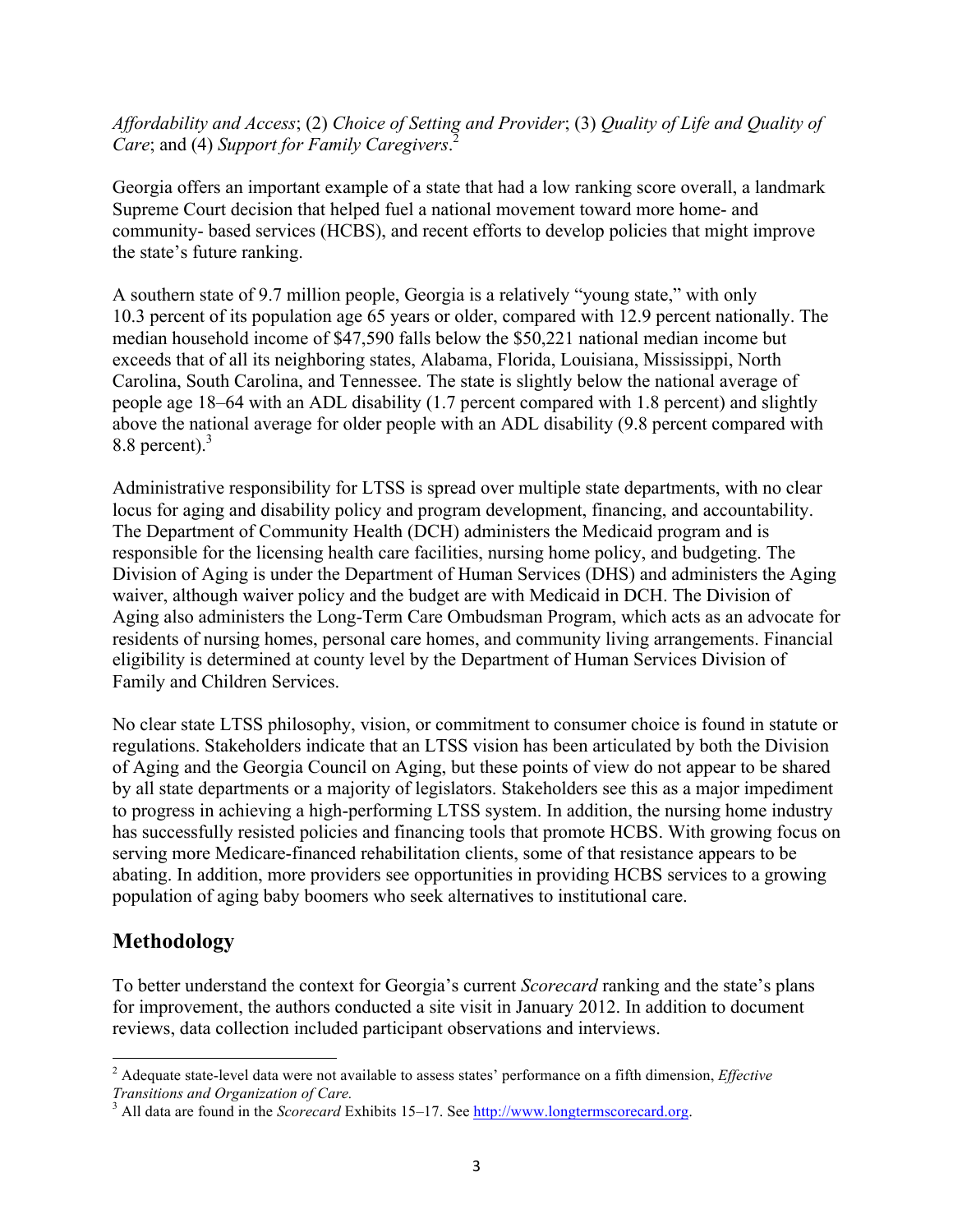*Affordability and Access*; (2) *Choice of Setting and Provider*; (3) *Quality of Life and Quality of Care*; and (4) *Support for Family Caregivers*.[2]

Georgia offers an important example of a state that had a low ranking score overall, a landmark Supreme Court decision that helped fuel a national movement toward more home- and community- based services (HCBS), and recent efforts to develop policies that might improve the state's future ranking.

A southern state of 9.7 million people, Georgia is a relatively "young state," with only 10.3 percent of its population age 65 years or older, compared with 12.9 percent nationally. The median household income of $47,590 falls below the $50,221 national median income but exceeds that of all its neighboring states, Alabama, Florida, Louisiana, Mississippi, North Carolina, South Carolina, and Tennessee. The state is slightly below the national average of people age 18–64 with an ADL disability (1.7 percent compared with 1.8 percent) and slightly above the national average for older people with an ADL disability (9.8 percent compared with 8.8 percent).[3]

Administrative responsibility for LTSS is spread over multiple state departments, with no clear locus for aging and disability policy and program development, financing, and accountability. The Department of Community Health (DCH) administers the Medicaid program and is responsible for the licensing health care facilities, nursing home policy, and budgeting. The Division of Aging is under the Department of Human Services (DHS) and administers the Aging waiver, although waiver policy and the budget are with Medicaid in DCH. The Division of Aging also administers the Long-Term Care Ombudsman Program, which acts as an advocate for residents of nursing homes, personal care homes, and community living arrangements. Financial eligibility is determined at county level by the Department of Human Services Division of Family and Children Services.

No clear state LTSS philosophy, vision, or commitment to consumer choice is found in statute or regulations. Stakeholders indicate that an LTSS vision has been articulated by both the Division of Aging and the Georgia Council on Aging, but these points of view do not appear to be shared by all state departments or a majority of legislators. Stakeholders see this as a major impediment to progress in achieving a high-performing LTSS system. In addition, the nursing home industry has successfully resisted policies and financing tools that promote HCBS. With growing focus on serving more Medicare-financed rehabilitation clients, some of that resistance appears to be abating. In addition, more providers see opportunities in providing HCBS services to a growing population of aging baby boomers who seek alternatives to institutional care.

## Methodology

To better understand the context for Georgia's current *Scorecard* ranking and the state's plans for improvement, the authors conducted a site visit in January 2012. In addition to document reviews, data collection included participant observations and interviews.

---

[2] Adequate state-level data were not available to assess states' performance on a fifth dimension, *Effective Transitions and Organization of Care.*

[3] All data are found in the *Scorecard* Exhibits 15–17. See http://www.longtermscorecard.org.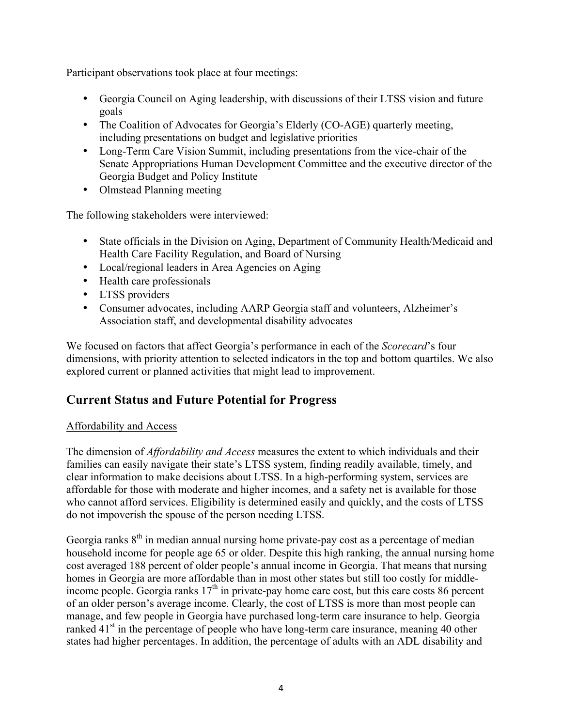Participant observations took place at four meetings:

- Georgia Council on Aging leadership, with discussions of their LTSS vision and future goals
- The Coalition of Advocates for Georgia's Elderly (CO-AGE) quarterly meeting, including presentations on budget and legislative priorities
- Long-Term Care Vision Summit, including presentations from the vice-chair of the Senate Appropriations Human Development Committee and the executive director of the Georgia Budget and Policy Institute
- Olmstead Planning meeting

The following stakeholders were interviewed:

- State officials in the Division on Aging, Department of Community Health/Medicaid and Health Care Facility Regulation, and Board of Nursing
- Local/regional leaders in Area Agencies on Aging
- Health care professionals
- LTSS providers
- Consumer advocates, including AARP Georgia staff and volunteers, Alzheimer's Association staff, and developmental disability advocates

We focused on factors that affect Georgia's performance in each of the *Scorecard*'s four dimensions, with priority attention to selected indicators in the top and bottom quartiles. We also explored current or planned activities that might lead to improvement.

## Current Status and Future Potential for Progress

### Affordability and Access

The dimension of *Affordability and Access* measures the extent to which individuals and their families can easily navigate their state's LTSS system, finding readily available, timely, and clear information to make decisions about LTSS. In a high-performing system, services are affordable for those with moderate and higher incomes, and a safety net is available for those who cannot afford services. Eligibility is determined easily and quickly, and the costs of LTSS do not impoverish the spouse of the person needing LTSS.

Georgia ranks 8th in median annual nursing home private-pay cost as a percentage of median household income for people age 65 or older. Despite this high ranking, the annual nursing home cost averaged 188 percent of older people's annual income in Georgia. That means that nursing homes in Georgia are more affordable than in most other states but still too costly for middle-income people. Georgia ranks 17th in private-pay home care cost, but this care costs 86 percent of an older person's average income. Clearly, the cost of LTSS is more than most people can manage, and few people in Georgia have purchased long-term care insurance to help. Georgia ranked 41st in the percentage of people who have long-term care insurance, meaning 40 other states had higher percentages. In addition, the percentage of adults with an ADL disability and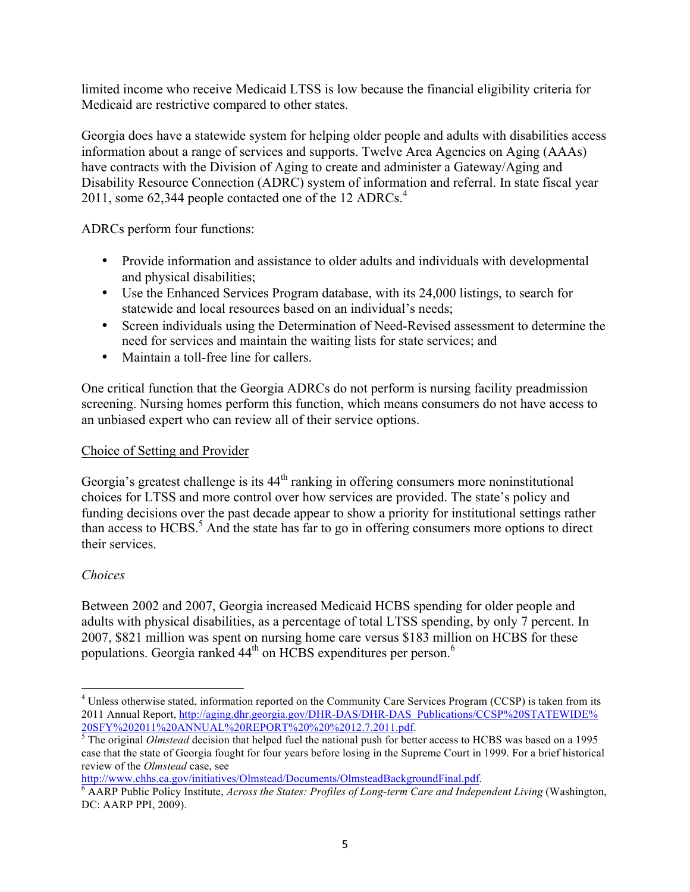limited income who receive Medicaid LTSS is low because the financial eligibility criteria for Medicaid are restrictive compared to other states.

Georgia does have a statewide system for helping older people and adults with disabilities access information about a range of services and supports. Twelve Area Agencies on Aging (AAAs) have contracts with the Division of Aging to create and administer a Gateway/Aging and Disability Resource Connection (ADRC) system of information and referral. In state fiscal year 2011, some 62,344 people contacted one of the 12 ADRCs.[4]

ADRCs perform four functions:

- Provide information and assistance to older adults and individuals with developmental and physical disabilities;
- Use the Enhanced Services Program database, with its 24,000 listings, to search for statewide and local resources based on an individual's needs;
- Screen individuals using the Determination of Need-Revised assessment to determine the need for services and maintain the waiting lists for state services; and
- Maintain a toll-free line for callers.

One critical function that the Georgia ADRCs do not perform is nursing facility preadmission screening. Nursing homes perform this function, which means consumers do not have access to an unbiased expert who can review all of their service options.

## Choice of Setting and Provider

Georgia's greatest challenge is its 44th ranking in offering consumers more noninstitutional choices for LTSS and more control over how services are provided. The state's policy and funding decisions over the past decade appear to show a priority for institutional settings rather than access to HCBS.[5] And the state has far to go in offering consumers more options to direct their services.

### *Choices*

Between 2002 and 2007, Georgia increased Medicaid HCBS spending for older people and adults with physical disabilities, as a percentage of total LTSS spending, by only 7 percent. In 2007, $821 million was spent on nursing home care versus $183 million on HCBS for these populations. Georgia ranked 44th on HCBS expenditures per person.[6]

---

[4] Unless otherwise stated, information reported on the Community Care Services Program (CCSP) is taken from its 2011 Annual Report, http://aging.dhr.georgia.gov/DHR-DAS/DHR-DAS_Publications/CCSP%20STATEWIDE%20SFY%202011%20ANNUAL%20REPORT%20%20%2012.7.2011.pdf.

[5] The original *Olmstead* decision that helped fuel the national push for better access to HCBS was based on a 1995 case that the state of Georgia fought for four years before losing in the Supreme Court in 1999. For a brief historical review of the *Olmstead* case, see http://www.chhs.ca.gov/initiatives/Olmstead/Documents/OlmsteadBackgroundFinal.pdf.

[6] AARP Public Policy Institute, *Across the States: Profiles of Long-term Care and Independent Living* (Washington, DC: AARP PPI, 2009).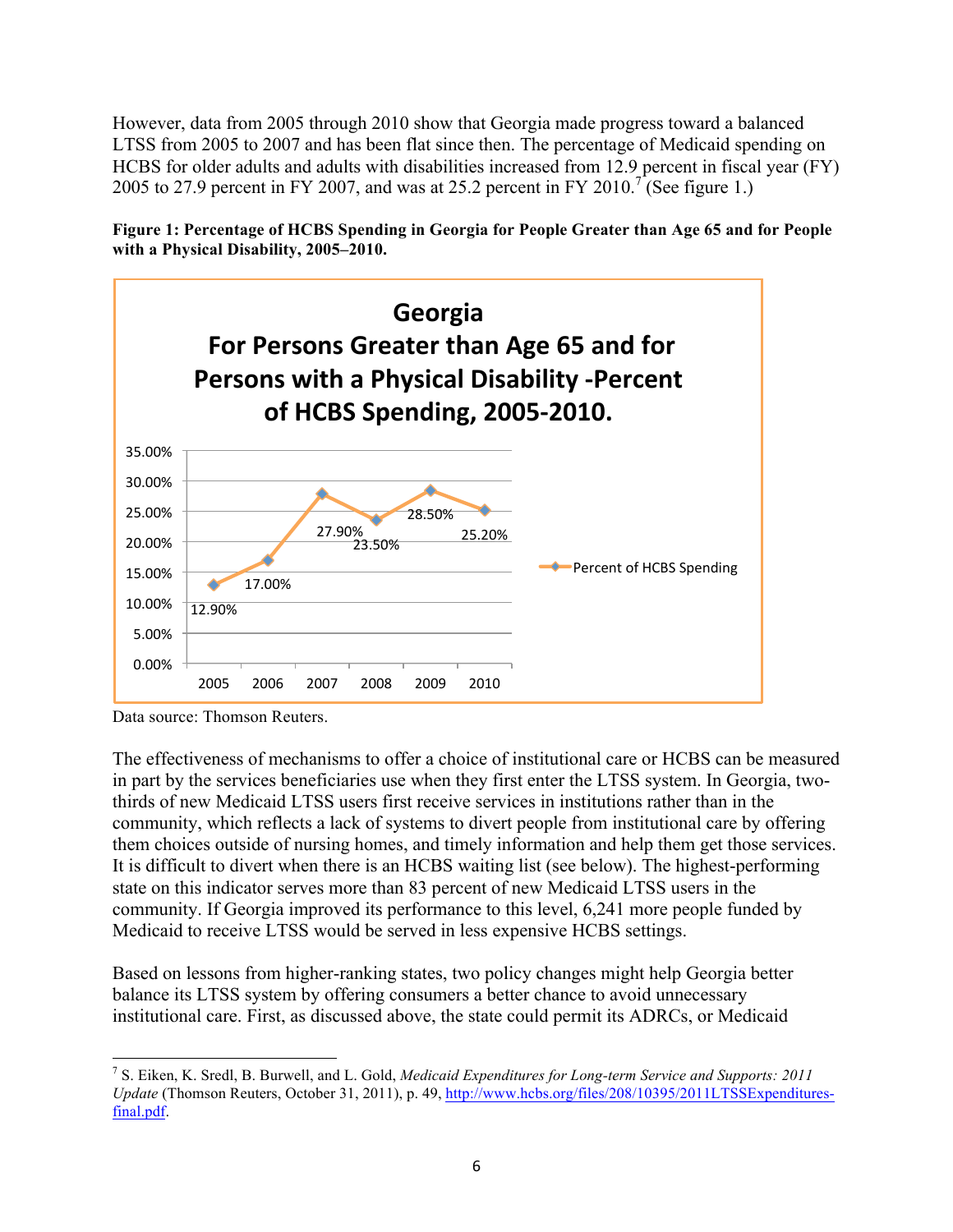However, data from 2005 through 2010 show that Georgia made progress toward a balanced LTSS from 2005 to 2007 and has been flat since then. The percentage of Medicaid spending on HCBS for older adults and adults with disabilities increased from 12.9 percent in fiscal year (FY) 2005 to 27.9 percent in FY 2007, and was at 25.2 percent in FY 2010.[7] (See figure 1.)

**Figure 1: Percentage of HCBS Spending in Georgia for People Greater than Age 65 and for People with a Physical Disability, 2005–2010.**

**Georgia For Persons Greater than Age 65 and for Persons with a Physical Disability -Percent of HCBS Spending, 2005-2010.**

| Year | Percent of HCBS Spending |
|---|---|
| 2005 | 12.90% |
| 2006 | 17.00% |
| 2007 | 27.90% |
| 2008 | 23.50% |
| 2009 | 28.50% |
| 2010 | 25.20% |

Data source: Thomson Reuters.

The effectiveness of mechanisms to offer a choice of institutional care or HCBS can be measured in part by the services beneficiaries use when they first enter the LTSS system. In Georgia, two-thirds of new Medicaid LTSS users first receive services in institutions rather than in the community, which reflects a lack of systems to divert people from institutional care by offering them choices outside of nursing homes, and timely information and help them get those services. It is difficult to divert when there is an HCBS waiting list (see below). The highest-performing state on this indicator serves more than 83 percent of new Medicaid LTSS users in the community. If Georgia improved its performance to this level, 6,241 more people funded by Medicaid to receive LTSS would be served in less expensive HCBS settings.

Based on lessons from higher-ranking states, two policy changes might help Georgia better balance its LTSS system by offering consumers a better chance to avoid unnecessary institutional care. First, as discussed above, the state could permit its ADRCs, or Medicaid

[7] S. Eiken, K. Sredl, B. Burwell, and L. Gold, *Medicaid Expenditures for Long-term Service and Supports: 2011 Update* (Thomson Reuters, October 31, 2011), p. 49, http://www.hcbs.org/files/208/10395/2011LTSSExpenditures-final.pdf.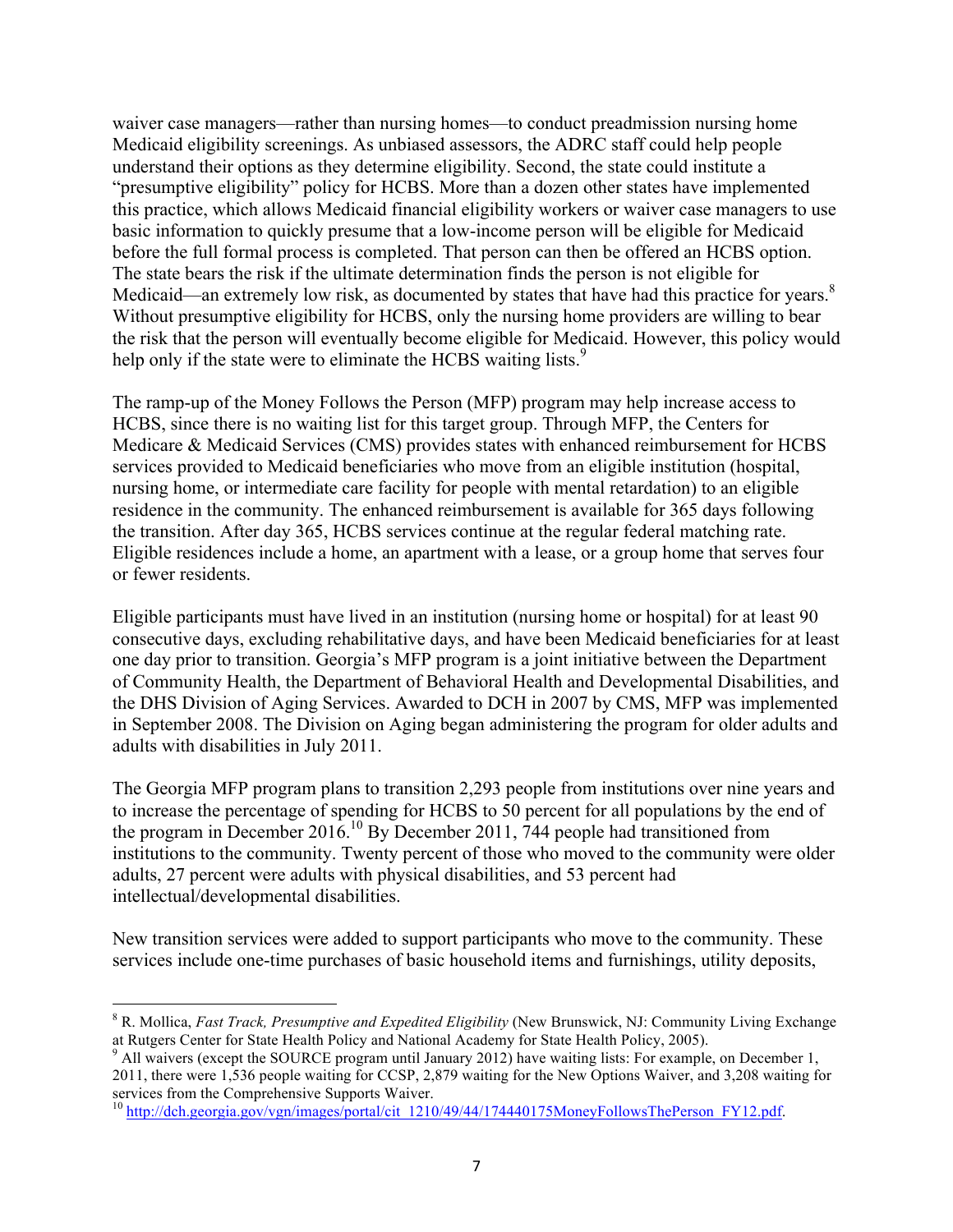waiver case managers—rather than nursing homes—to conduct preadmission nursing home Medicaid eligibility screenings. As unbiased assessors, the ADRC staff could help people understand their options as they determine eligibility. Second, the state could institute a "presumptive eligibility" policy for HCBS. More than a dozen other states have implemented this practice, which allows Medicaid financial eligibility workers or waiver case managers to use basic information to quickly presume that a low-income person will be eligible for Medicaid before the full formal process is completed. That person can then be offered an HCBS option. The state bears the risk if the ultimate determination finds the person is not eligible for Medicaid—an extremely low risk, as documented by states that have had this practice for years.[8] Without presumptive eligibility for HCBS, only the nursing home providers are willing to bear the risk that the person will eventually become eligible for Medicaid. However, this policy would help only if the state were to eliminate the HCBS waiting lists.[9]

The ramp-up of the Money Follows the Person (MFP) program may help increase access to HCBS, since there is no waiting list for this target group. Through MFP, the Centers for Medicare & Medicaid Services (CMS) provides states with enhanced reimbursement for HCBS services provided to Medicaid beneficiaries who move from an eligible institution (hospital, nursing home, or intermediate care facility for people with mental retardation) to an eligible residence in the community. The enhanced reimbursement is available for 365 days following the transition. After day 365, HCBS services continue at the regular federal matching rate. Eligible residences include a home, an apartment with a lease, or a group home that serves four or fewer residents.

Eligible participants must have lived in an institution (nursing home or hospital) for at least 90 consecutive days, excluding rehabilitative days, and have been Medicaid beneficiaries for at least one day prior to transition. Georgia's MFP program is a joint initiative between the Department of Community Health, the Department of Behavioral Health and Developmental Disabilities, and the DHS Division of Aging Services. Awarded to DCH in 2007 by CMS, MFP was implemented in September 2008. The Division on Aging began administering the program for older adults and adults with disabilities in July 2011.

The Georgia MFP program plans to transition 2,293 people from institutions over nine years and to increase the percentage of spending for HCBS to 50 percent for all populations by the end of the program in December 2016.[10] By December 2011, 744 people had transitioned from institutions to the community. Twenty percent of those who moved to the community were older adults, 27 percent were adults with physical disabilities, and 53 percent had intellectual/developmental disabilities.

New transition services were added to support participants who move to the community. These services include one-time purchases of basic household items and furnishings, utility deposits,

---

[8] R. Mollica, *Fast Track, Presumptive and Expedited Eligibility* (New Brunswick, NJ: Community Living Exchange at Rutgers Center for State Health Policy and National Academy for State Health Policy, 2005).

[9] All waivers (except the SOURCE program until January 2012) have waiting lists: For example, on December 1, 2011, there were 1,536 people waiting for CCSP, 2,879 waiting for the New Options Waiver, and 3,208 waiting for services from the Comprehensive Supports Waiver.

[10] http://dch.georgia.gov/vgn/images/portal/cit_1210/49/44/174440175MoneyFollowsThePerson_FY12.pdf.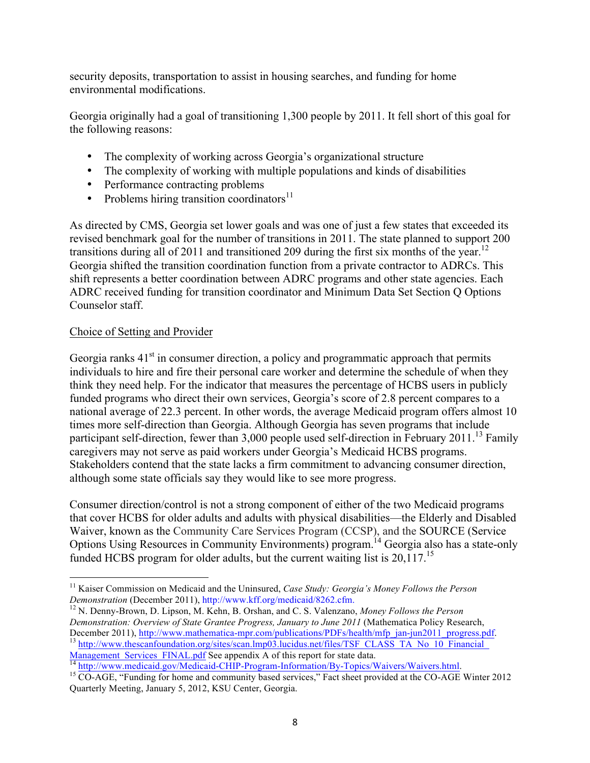security deposits, transportation to assist in housing searches, and funding for home environmental modifications.

Georgia originally had a goal of transitioning 1,300 people by 2011. It fell short of this goal for the following reasons:

- The complexity of working across Georgia's organizational structure
- The complexity of working with multiple populations and kinds of disabilities
- Performance contracting problems
- Problems hiring transition coordinators[11]

As directed by CMS, Georgia set lower goals and was one of just a few states that exceeded its revised benchmark goal for the number of transitions in 2011. The state planned to support 200 transitions during all of 2011 and transitioned 209 during the first six months of the year.[12] Georgia shifted the transition coordination function from a private contractor to ADRCs. This shift represents a better coordination between ADRC programs and other state agencies. Each ADRC received funding for transition coordinator and Minimum Data Set Section Q Options Counselor staff.

Choice of Setting and Provider

Georgia ranks 41st in consumer direction, a policy and programmatic approach that permits individuals to hire and fire their personal care worker and determine the schedule of when they think they need help. For the indicator that measures the percentage of HCBS users in publicly funded programs who direct their own services, Georgia's score of 2.8 percent compares to a national average of 22.3 percent. In other words, the average Medicaid program offers almost 10 times more self-direction than Georgia. Although Georgia has seven programs that include participant self-direction, fewer than 3,000 people used self-direction in February 2011.[13] Family caregivers may not serve as paid workers under Georgia's Medicaid HCBS programs. Stakeholders contend that the state lacks a firm commitment to advancing consumer direction, although some state officials say they would like to see more progress.

Consumer direction/control is not a strong component of either of the two Medicaid programs that cover HCBS for older adults and adults with physical disabilities—the Elderly and Disabled Waiver, known as the Community Care Services Program (CCSP), and the SOURCE (Service Options Using Resources in Community Environments) program.[14] Georgia also has a state-only funded HCBS program for older adults, but the current waiting list is 20,117.[15]

---

[11] Kaiser Commission on Medicaid and the Uninsured, *Case Study: Georgia's Money Follows the Person Demonstration* (December 2011), http://www.kff.org/medicaid/8262.cfm.

[12] N. Denny-Brown, D. Lipson, M. Kehn, B. Orshan, and C. S. Valenzano, *Money Follows the Person Demonstration: Overview of State Grantee Progress, January to June 2011* (Mathematica Policy Research, December 2011), http://www.mathematica-mpr.com/publications/PDFs/health/mfp_jan-jun2011_progress.pdf.

[13] http://www.thescanfoundation.org/sites/scan.lmp03.lucidus.net/files/TSF_CLASS_TA_No_10_Financial_Management_Services_FINAL.pdf See appendix A of this report for state data.

[14] http://www.medicaid.gov/Medicaid-CHIP-Program-Information/By-Topics/Waivers/Waivers.html.

[15] CO-AGE, "Funding for home and community based services," Fact sheet provided at the CO-AGE Winter 2012 Quarterly Meeting, January 5, 2012, KSU Center, Georgia.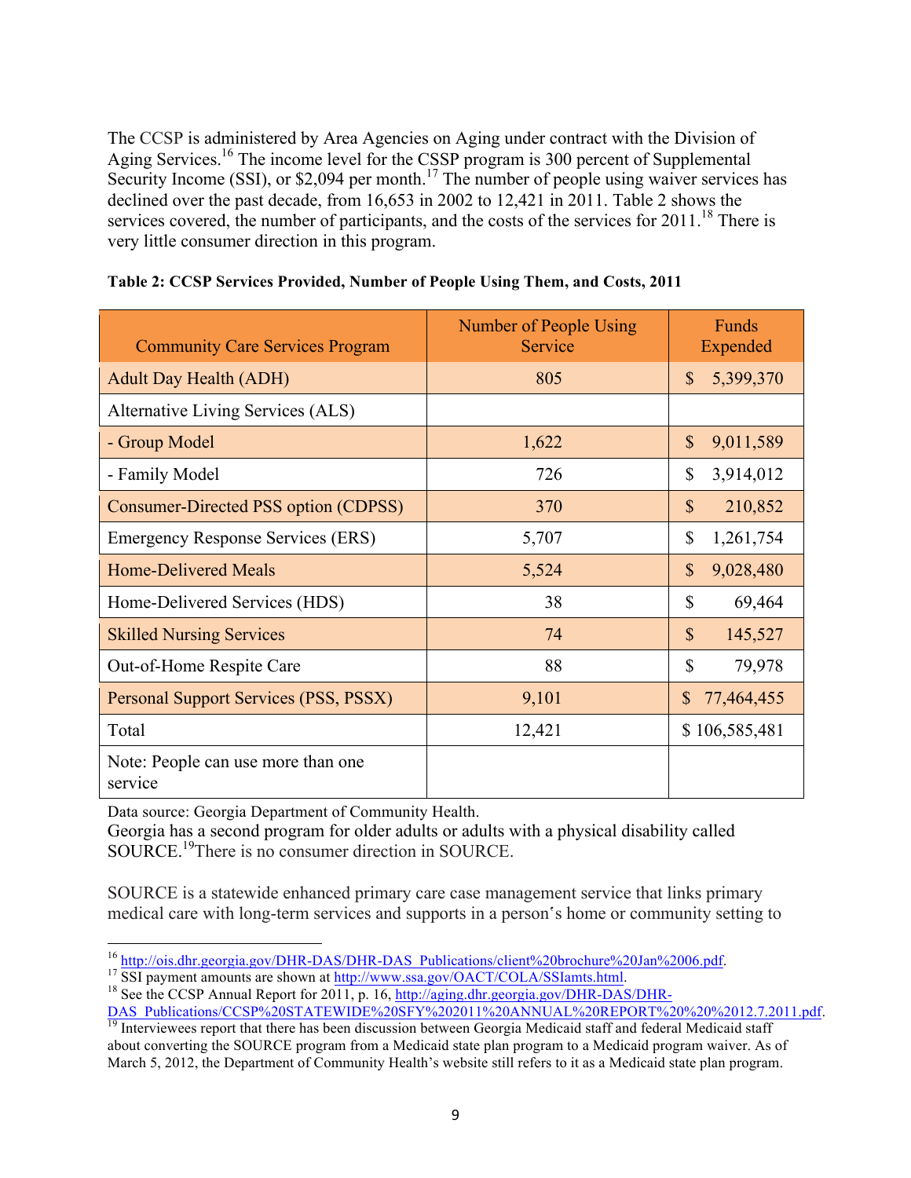The CCSP is administered by Area Agencies on Aging under contract with the Division of Aging Services.[16] The income level for the CSSP program is 300 percent of Supplemental Security Income (SSI), or $2,094 per month.[17] The number of people using waiver services has declined over the past decade, from 16,653 in 2002 to 12,421 in 2011. Table 2 shows the services covered, the number of participants, and the costs of the services for 2011.[18] There is very little consumer direction in this program.

**Table 2: CCSP Services Provided, Number of People Using Them, and Costs, 2011**

| Community Care Services Program | Number of People Using Service | Funds Expended |
|---|---|---|
| Adult Day Health (ADH) | 805 | $ 5,399,370 |
| Alternative Living Services (ALS) | | |
| - Group Model | 1,622 | $ 9,011,589 |
| - Family Model | 726 | $ 3,914,012 |
| Consumer-Directed PSS option (CDPSS) | 370 | $ 210,852 |
| Emergency Response Services (ERS) | 5,707 | $ 1,261,754 |
| Home-Delivered Meals | 5,524 | $ 9,028,480 |
| Home-Delivered Services (HDS) | 38 | $ 69,464 |
| Skilled Nursing Services | 74 | $ 145,527 |
| Out-of-Home Respite Care | 88 | $ 79,978 |
| Personal Support Services (PSS, PSSX) | 9,101 | $ 77,464,455 |
| Total | 12,421 | $ 106,585,481 |
| Note: People can use more than one service | | |

Data source: Georgia Department of Community Health.

Georgia has a second program for older adults or adults with a physical disability called SOURCE.[19] There is no consumer direction in SOURCE.

SOURCE is a statewide enhanced primary care case management service that links primary medical care with long-term services and supports in a person's home or community setting to

---

[16] http://ois.dhr.georgia.gov/DHR-DAS/DHR-DAS_Publications/client%20brochure%20Jan%2006.pdf.

[17] SSI payment amounts are shown at http://www.ssa.gov/OACT/COLA/SSIamts.html.

[18] See the CCSP Annual Report for 2011, p. 16, http://aging.dhr.georgia.gov/DHR-DAS/DHR-DAS_Publications/CCSP%20STATEWIDE%20SFY%202011%20ANNUAL%20REPORT%20%20%2012.7.2011.pdf.

[19] Interviewees report that there has been discussion between Georgia Medicaid staff and federal Medicaid staff about converting the SOURCE program from a Medicaid state plan program to a Medicaid program waiver. As of March 5, 2012, the Department of Community Health's website still refers to it as a Medicaid state plan program.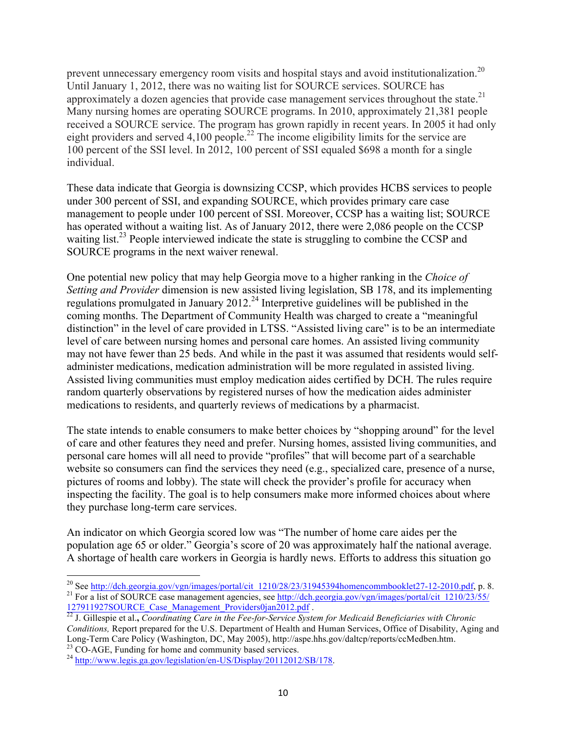prevent unnecessary emergency room visits and hospital stays and avoid institutionalization.[20] Until January 1, 2012, there was no waiting list for SOURCE services. SOURCE has approximately a dozen agencies that provide case management services throughout the state.[21] Many nursing homes are operating SOURCE programs. In 2010, approximately 21,381 people received a SOURCE service. The program has grown rapidly in recent years. In 2005 it had only eight providers and served 4,100 people.[22] The income eligibility limits for the service are 100 percent of the SSI level. In 2012, 100 percent of SSI equaled $698 a month for a single individual.

These data indicate that Georgia is downsizing CCSP, which provides HCBS services to people under 300 percent of SSI, and expanding SOURCE, which provides primary care case management to people under 100 percent of SSI. Moreover, CCSP has a waiting list; SOURCE has operated without a waiting list. As of January 2012, there were 2,086 people on the CCSP waiting list.[23] People interviewed indicate the state is struggling to combine the CCSP and SOURCE programs in the next waiver renewal.

One potential new policy that may help Georgia move to a higher ranking in the *Choice of Setting and Provider* dimension is new assisted living legislation, SB 178, and its implementing regulations promulgated in January 2012.[24] Interpretive guidelines will be published in the coming months. The Department of Community Health was charged to create a "meaningful distinction" in the level of care provided in LTSS. "Assisted living care" is to be an intermediate level of care between nursing homes and personal care homes. An assisted living community may not have fewer than 25 beds. And while in the past it was assumed that residents would self-administer medications, medication administration will be more regulated in assisted living. Assisted living communities must employ medication aides certified by DCH. The rules require random quarterly observations by registered nurses of how the medication aides administer medications to residents, and quarterly reviews of medications by a pharmacist.

The state intends to enable consumers to make better choices by "shopping around" for the level of care and other features they need and prefer. Nursing homes, assisted living communities, and personal care homes will all need to provide "profiles" that will become part of a searchable website so consumers can find the services they need (e.g., specialized care, presence of a nurse, pictures of rooms and lobby). The state will check the provider's profile for accuracy when inspecting the facility. The goal is to help consumers make more informed choices about where they purchase long-term care services.

An indicator on which Georgia scored low was "The number of home care aides per the population age 65 or older." Georgia's score of 20 was approximately half the national average. A shortage of health care workers in Georgia is hardly news. Efforts to address this situation go

---

[20] See http://dch.georgia.gov/vgn/images/portal/cit_1210/28/23/31945394homencommbooklet27-12-2010.pdf, p. 8.

[21] For a list of SOURCE case management agencies, see http://dch.georgia.gov/vgn/images/portal/cit_1210/23/55/127911927SOURCE_Case_Management_Providers0jan2012.pdf .

[22] J. Gillespie et al., *Coordinating Care in the Fee-for-Service System for Medicaid Beneficiaries with Chronic Conditions,* Report prepared for the U.S. Department of Health and Human Services, Office of Disability, Aging and Long-Term Care Policy (Washington, DC, May 2005), http://aspe.hhs.gov/daltcp/reports/ccMedben.htm.

[23] CO-AGE, Funding for home and community based services.

[24] http://www.legis.ga.gov/legislation/en-US/Display/20112012/SB/178.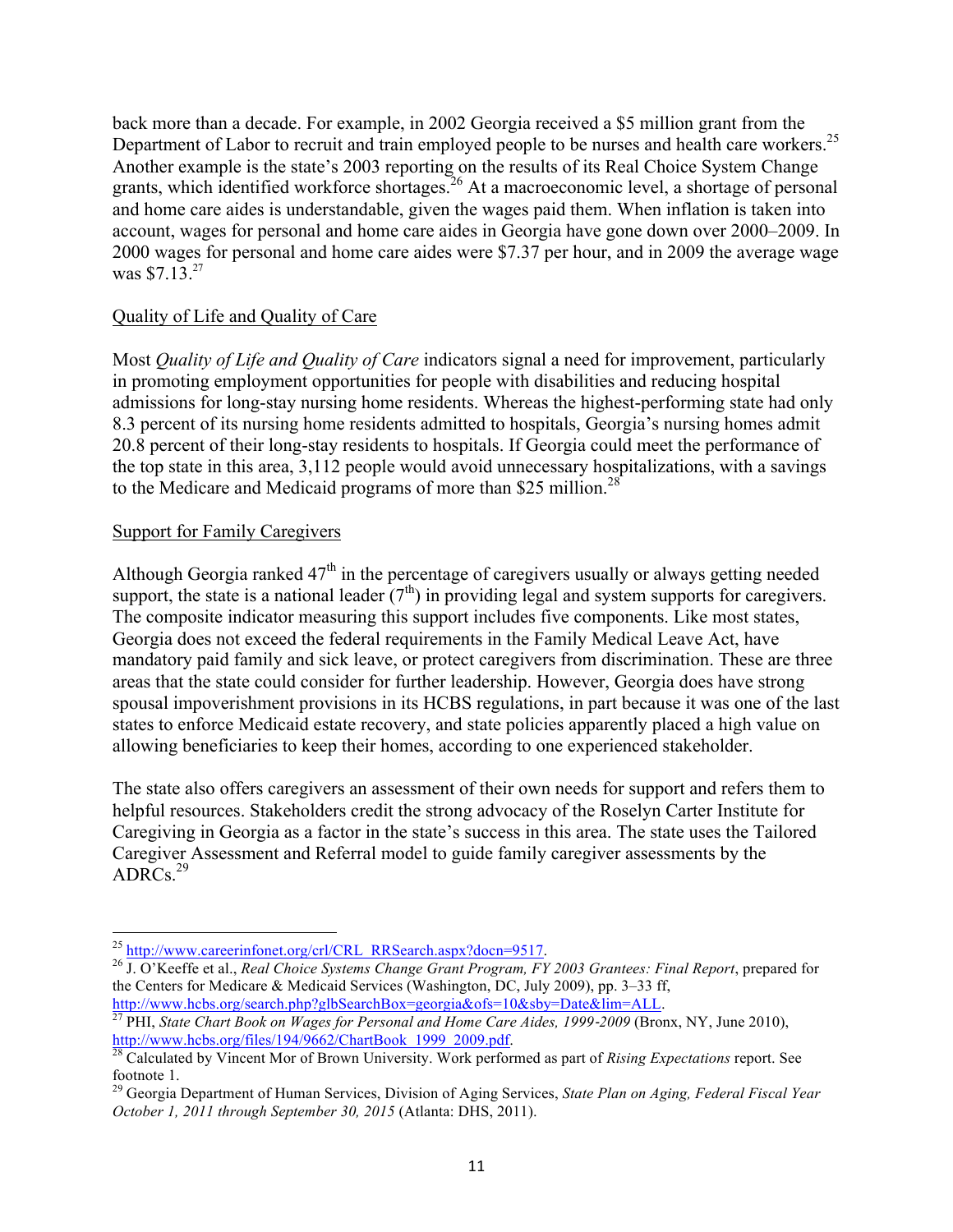back more than a decade. For example, in 2002 Georgia received a $5 million grant from the Department of Labor to recruit and train employed people to be nurses and health care workers.[25] Another example is the state's 2003 reporting on the results of its Real Choice System Change grants, which identified workforce shortages.[26] At a macroeconomic level, a shortage of personal and home care aides is understandable, given the wages paid them. When inflation is taken into account, wages for personal and home care aides in Georgia have gone down over 2000–2009. In 2000 wages for personal and home care aides were $7.37 per hour, and in 2009 the average wage was $7.13.[27]

Quality of Life and Quality of Care

Most *Quality of Life and Quality of Care* indicators signal a need for improvement, particularly in promoting employment opportunities for people with disabilities and reducing hospital admissions for long-stay nursing home residents. Whereas the highest-performing state had only 8.3 percent of its nursing home residents admitted to hospitals, Georgia's nursing homes admit 20.8 percent of their long-stay residents to hospitals. If Georgia could meet the performance of the top state in this area, 3,112 people would avoid unnecessary hospitalizations, with a savings to the Medicare and Medicaid programs of more than $25 million.[28]

Support for Family Caregivers

Although Georgia ranked 47th in the percentage of caregivers usually or always getting needed support, the state is a national leader (7th) in providing legal and system supports for caregivers. The composite indicator measuring this support includes five components. Like most states, Georgia does not exceed the federal requirements in the Family Medical Leave Act, have mandatory paid family and sick leave, or protect caregivers from discrimination. These are three areas that the state could consider for further leadership. However, Georgia does have strong spousal impoverishment provisions in its HCBS regulations, in part because it was one of the last states to enforce Medicaid estate recovery, and state policies apparently placed a high value on allowing beneficiaries to keep their homes, according to one experienced stakeholder.

The state also offers caregivers an assessment of their own needs for support and refers them to helpful resources. Stakeholders credit the strong advocacy of the Roselyn Carter Institute for Caregiving in Georgia as a factor in the state's success in this area. The state uses the Tailored Caregiver Assessment and Referral model to guide family caregiver assessments by the ADRCs.[29]

---

[25] http://www.careerinfonet.org/crl/CRL_RRSearch.aspx?docn=9517.

[26] J. O'Keeffe et al., *Real Choice Systems Change Grant Program, FY 2003 Grantees: Final Report*, prepared for the Centers for Medicare & Medicaid Services (Washington, DC, July 2009), pp. 3–33 ff, http://www.hcbs.org/search.php?glbSearchBox=georgia&ofs=10&sby=Date&lim=ALL.

[27] PHI, *State Chart Book on Wages for Personal and Home Care Aides, 1999-2009* (Bronx, NY, June 2010), http://www.hcbs.org/files/194/9662/ChartBook_1999_2009.pdf.

[28] Calculated by Vincent Mor of Brown University. Work performed as part of *Rising Expectations* report. See footnote 1.

[29] Georgia Department of Human Services, Division of Aging Services, *State Plan on Aging, Federal Fiscal Year October 1, 2011 through September 30, 2015* (Atlanta: DHS, 2011).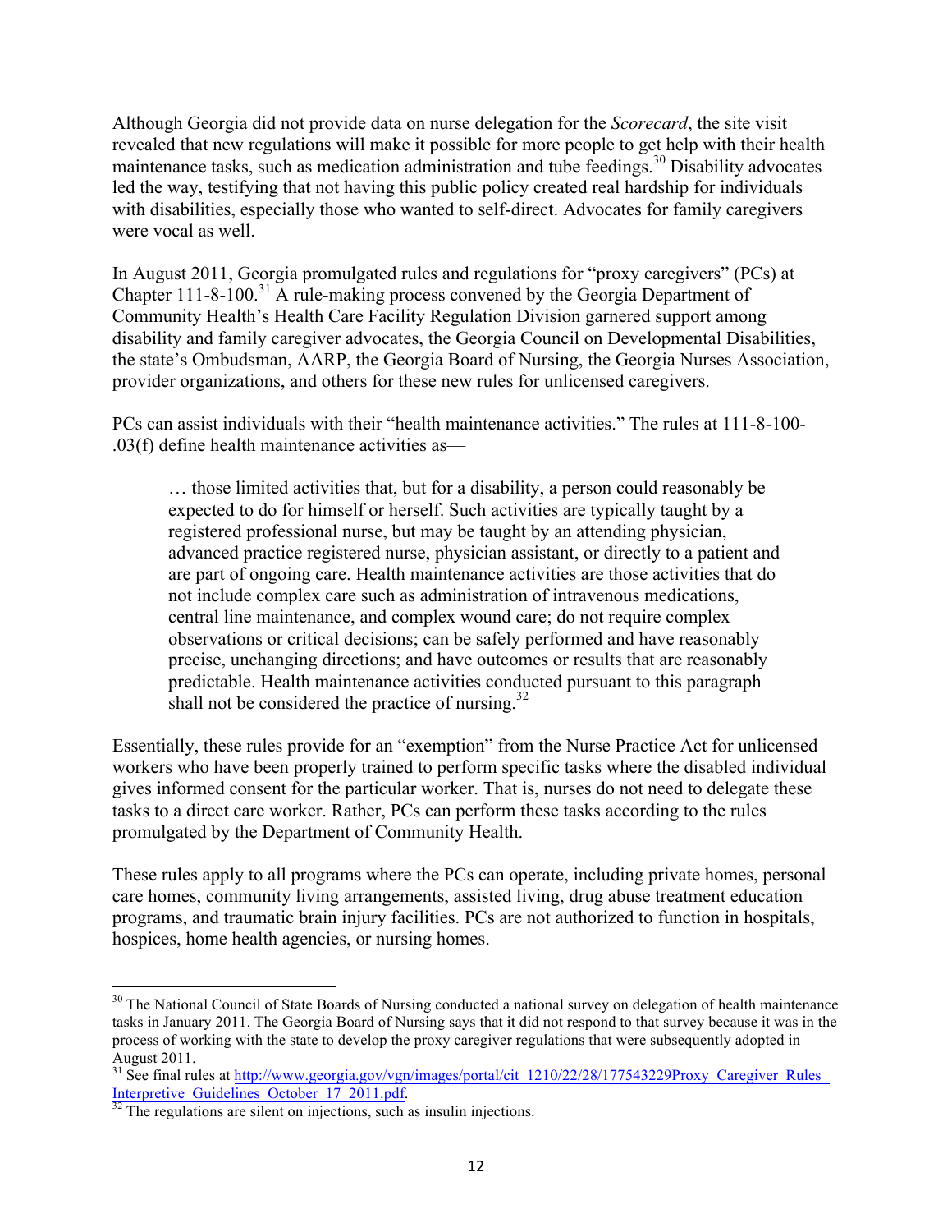Although Georgia did not provide data on nurse delegation for the *Scorecard*, the site visit revealed that new regulations will make it possible for more people to get help with their health maintenance tasks, such as medication administration and tube feedings.[30] Disability advocates led the way, testifying that not having this public policy created real hardship for individuals with disabilities, especially those who wanted to self-direct. Advocates for family caregivers were vocal as well.

In August 2011, Georgia promulgated rules and regulations for "proxy caregivers" (PCs) at Chapter 111-8-100.[31] A rule-making process convened by the Georgia Department of Community Health's Health Care Facility Regulation Division garnered support among disability and family caregiver advocates, the Georgia Council on Developmental Disabilities, the state's Ombudsman, AARP, the Georgia Board of Nursing, the Georgia Nurses Association, provider organizations, and others for these new rules for unlicensed caregivers.

PCs can assist individuals with their "health maintenance activities." The rules at 111-8-100-.03(f) define health maintenance activities as—

> … those limited activities that, but for a disability, a person could reasonably be expected to do for himself or herself. Such activities are typically taught by a registered professional nurse, but may be taught by an attending physician, advanced practice registered nurse, physician assistant, or directly to a patient and are part of ongoing care. Health maintenance activities are those activities that do not include complex care such as administration of intravenous medications, central line maintenance, and complex wound care; do not require complex observations or critical decisions; can be safely performed and have reasonably precise, unchanging directions; and have outcomes or results that are reasonably predictable. Health maintenance activities conducted pursuant to this paragraph shall not be considered the practice of nursing.[32]

Essentially, these rules provide for an "exemption" from the Nurse Practice Act for unlicensed workers who have been properly trained to perform specific tasks where the disabled individual gives informed consent for the particular worker. That is, nurses do not need to delegate these tasks to a direct care worker. Rather, PCs can perform these tasks according to the rules promulgated by the Department of Community Health.

These rules apply to all programs where the PCs can operate, including private homes, personal care homes, community living arrangements, assisted living, drug abuse treatment education programs, and traumatic brain injury facilities. PCs are not authorized to function in hospitals, hospices, home health agencies, or nursing homes.

---

[30] The National Council of State Boards of Nursing conducted a national survey on delegation of health maintenance tasks in January 2011. The Georgia Board of Nursing says that it did not respond to that survey because it was in the process of working with the state to develop the proxy caregiver regulations that were subsequently adopted in August 2011.

[31] See final rules at http://www.georgia.gov/vgn/images/portal/cit_1210/22/28/177543229Proxy_Caregiver_Rules_Interpretive_Guidelines_October_17_2011.pdf.

[32] The regulations are silent on injections, such as insulin injections.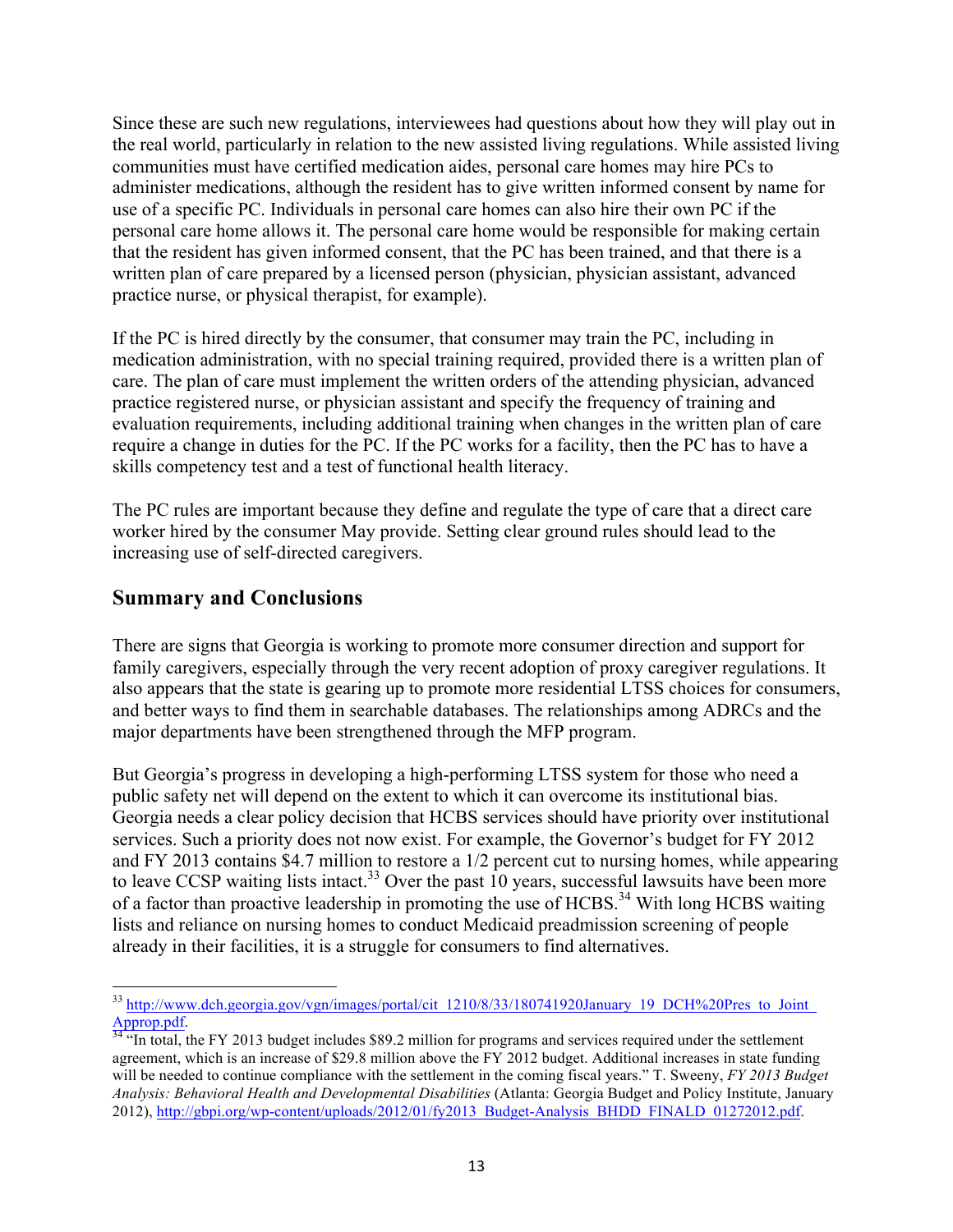Since these are such new regulations, interviewees had questions about how they will play out in the real world, particularly in relation to the new assisted living regulations. While assisted living communities must have certified medication aides, personal care homes may hire PCs to administer medications, although the resident has to give written informed consent by name for use of a specific PC. Individuals in personal care homes can also hire their own PC if the personal care home allows it. The personal care home would be responsible for making certain that the resident has given informed consent, that the PC has been trained, and that there is a written plan of care prepared by a licensed person (physician, physician assistant, advanced practice nurse, or physical therapist, for example).

If the PC is hired directly by the consumer, that consumer may train the PC, including in medication administration, with no special training required, provided there is a written plan of care. The plan of care must implement the written orders of the attending physician, advanced practice registered nurse, or physician assistant and specify the frequency of training and evaluation requirements, including additional training when changes in the written plan of care require a change in duties for the PC. If the PC works for a facility, then the PC has to have a skills competency test and a test of functional health literacy.

The PC rules are important because they define and regulate the type of care that a direct care worker hired by the consumer May provide. Setting clear ground rules should lead to the increasing use of self-directed caregivers.

## Summary and Conclusions

There are signs that Georgia is working to promote more consumer direction and support for family caregivers, especially through the very recent adoption of proxy caregiver regulations. It also appears that the state is gearing up to promote more residential LTSS choices for consumers, and better ways to find them in searchable databases. The relationships among ADRCs and the major departments have been strengthened through the MFP program.

But Georgia's progress in developing a high-performing LTSS system for those who need a public safety net will depend on the extent to which it can overcome its institutional bias. Georgia needs a clear policy decision that HCBS services should have priority over institutional services. Such a priority does not now exist. For example, the Governor's budget for FY 2012 and FY 2013 contains $4.7 million to restore a 1/2 percent cut to nursing homes, while appearing to leave CCSP waiting lists intact.[33] Over the past 10 years, successful lawsuits have been more of a factor than proactive leadership in promoting the use of HCBS.[34] With long HCBS waiting lists and reliance on nursing homes to conduct Medicaid preadmission screening of people already in their facilities, it is a struggle for consumers to find alternatives.

---

[33] http://www.dch.georgia.gov/vgn/images/portal/cit_1210/8/33/180741920January_19_DCH%20Pres_to_Joint_Approp.pdf.

[34] "In total, the FY 2013 budget includes $89.2 million for programs and services required under the settlement agreement, which is an increase of $29.8 million above the FY 2012 budget. Additional increases in state funding will be needed to continue compliance with the settlement in the coming fiscal years." T. Sweeny, *FY 2013 Budget Analysis: Behavioral Health and Developmental Disabilities* (Atlanta: Georgia Budget and Policy Institute, January 2012), http://gbpi.org/wp-content/uploads/2012/01/fy2013_Budget-Analysis_BHDD_FINALD_01272012.pdf.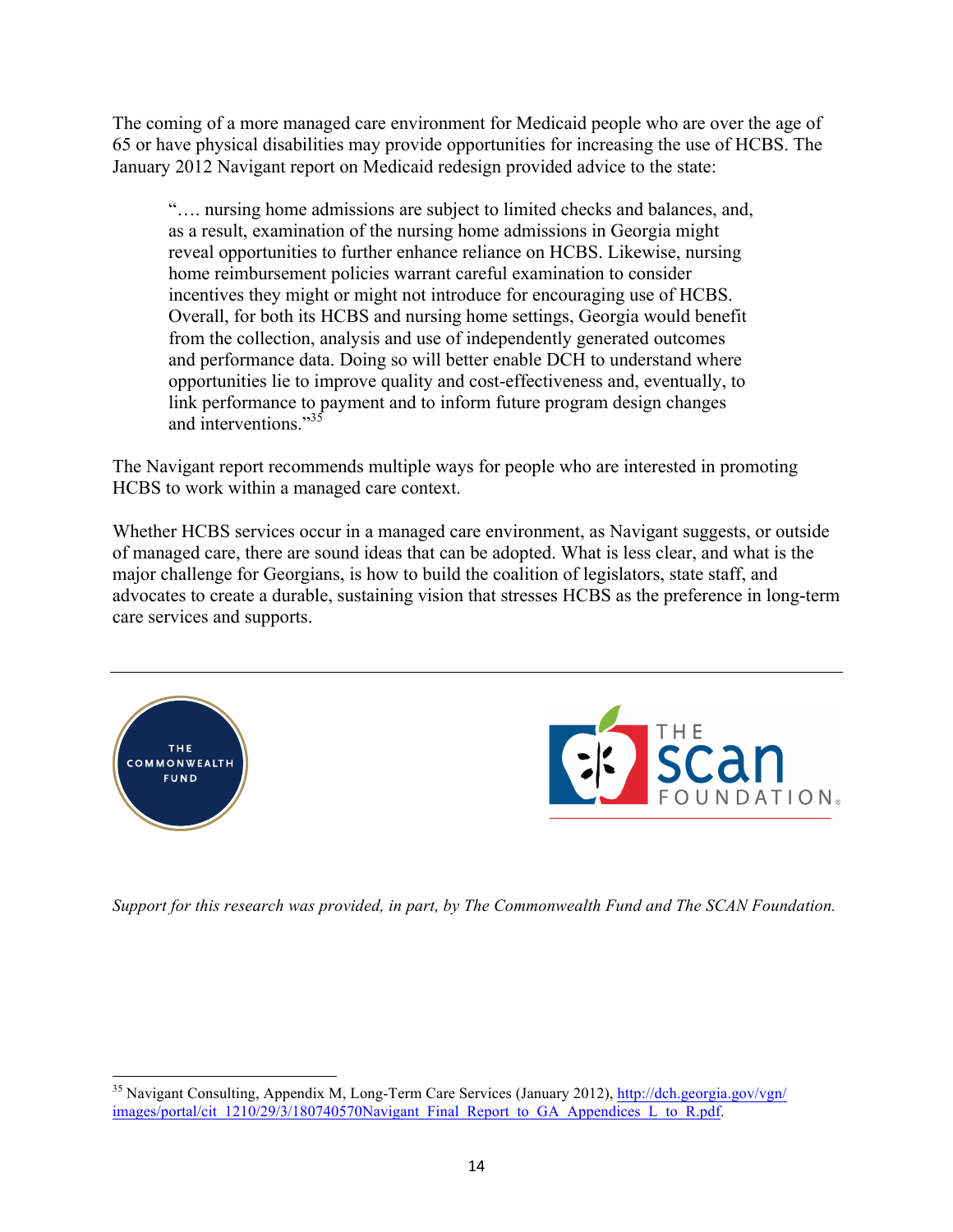The coming of a more managed care environment for Medicaid people who are over the age of 65 or have physical disabilities may provide opportunities for increasing the use of HCBS. The January 2012 Navigant report on Medicaid redesign provided advice to the state:

> "…. nursing home admissions are subject to limited checks and balances, and, as a result, examination of the nursing home admissions in Georgia might reveal opportunities to further enhance reliance on HCBS. Likewise, nursing home reimbursement policies warrant careful examination to consider incentives they might or might not introduce for encouraging use of HCBS. Overall, for both its HCBS and nursing home settings, Georgia would benefit from the collection, analysis and use of independently generated outcomes and performance data. Doing so will better enable DCH to understand where opportunities lie to improve quality and cost-effectiveness and, eventually, to link performance to payment and to inform future program design changes and interventions."[35]

The Navigant report recommends multiple ways for people who are interested in promoting HCBS to work within a managed care context.

Whether HCBS services occur in a managed care environment, as Navigant suggests, or outside of managed care, there are sound ideas that can be adopted. What is less clear, and what is the major challenge for Georgians, is how to build the coalition of legislators, state staff, and advocates to create a durable, sustaining vision that stresses HCBS as the preference in long-term care services and supports.

---

THE COMMONWEALTH FUND

THE SCAN FOUNDATION

*Support for this research was provided, in part, by The Commonwealth Fund and The SCAN Foundation.*

---

[35] Navigant Consulting, Appendix M, Long-Term Care Services (January 2012), http://dch.georgia.gov/vgn/images/portal/cit_1210/29/3/180740570Navigant_Final_Report_to_GA_Appendices_L_to_R.pdf.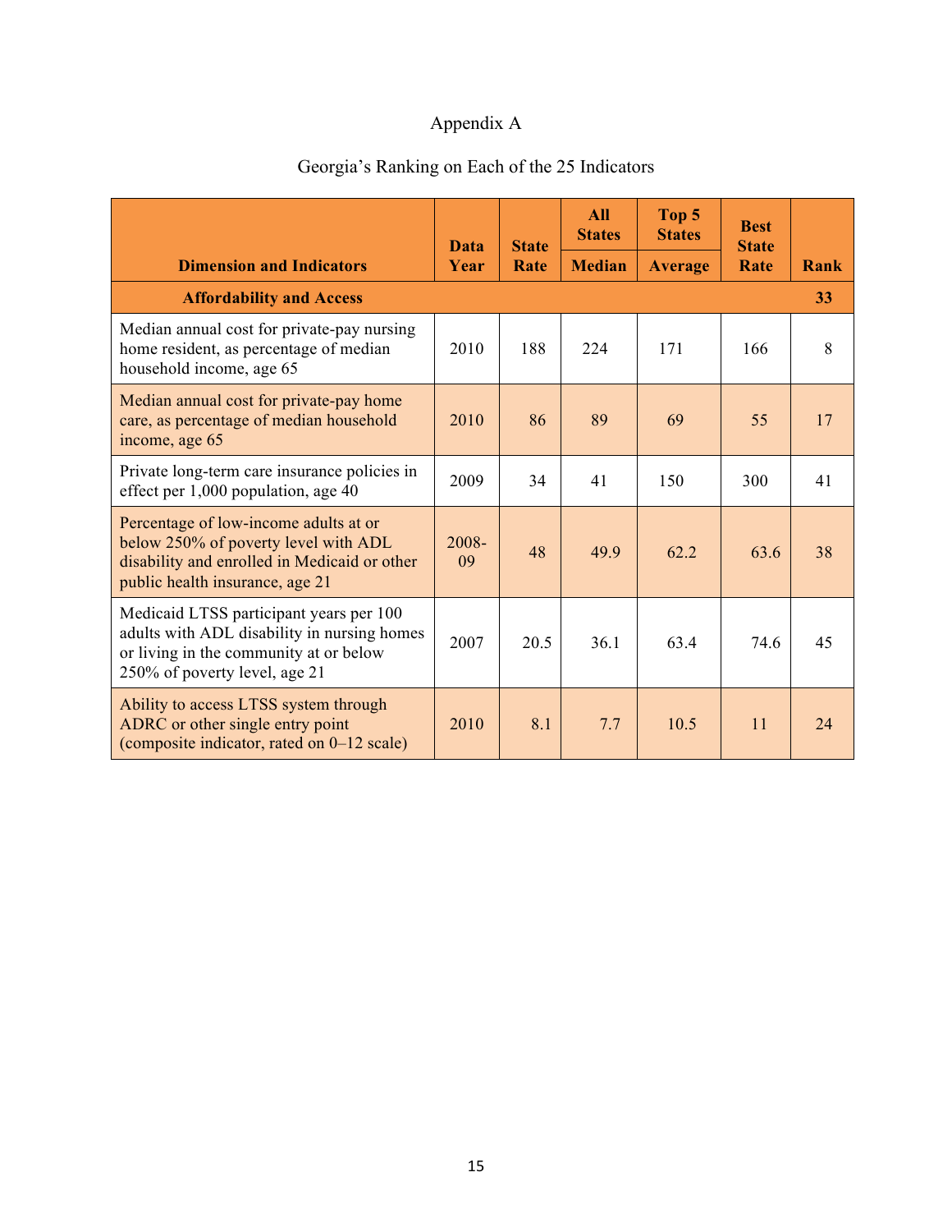Appendix A

Georgia's Ranking on Each of the 25 Indicators

| Dimension and Indicators | Data Year | State Rate | All States Median | Top 5 States Average | Best State Rate | Rank |
|---|---|---|---|---|---|---|
| **Affordability and Access** | | | | | | **33** |
| Median annual cost for private-pay nursing home resident, as percentage of median household income, age 65 | 2010 | 188 | 224 | 171 | 166 | 8 |
| Median annual cost for private-pay home care, as percentage of median household income, age 65 | 2010 | 86 | 89 | 69 | 55 | 17 |
| Private long-term care insurance policies in effect per 1,000 population, age 40 | 2009 | 34 | 41 | 150 | 300 | 41 |
| Percentage of low-income adults at or below 250% of poverty level with ADL disability and enrolled in Medicaid or other public health insurance, age 21 | 2008-09 | 48 | 49.9 | 62.2 | 63.6 | 38 |
| Medicaid LTSS participant years per 100 adults with ADL disability in nursing homes or living in the community at or below 250% of poverty level, age 21 | 2007 | 20.5 | 36.1 | 63.4 | 74.6 | 45 |
| Ability to access LTSS system through ADRC or other single entry point (composite indicator, rated on 0–12 scale) | 2010 | 8.1 | 7.7 | 10.5 | 11 | 24 |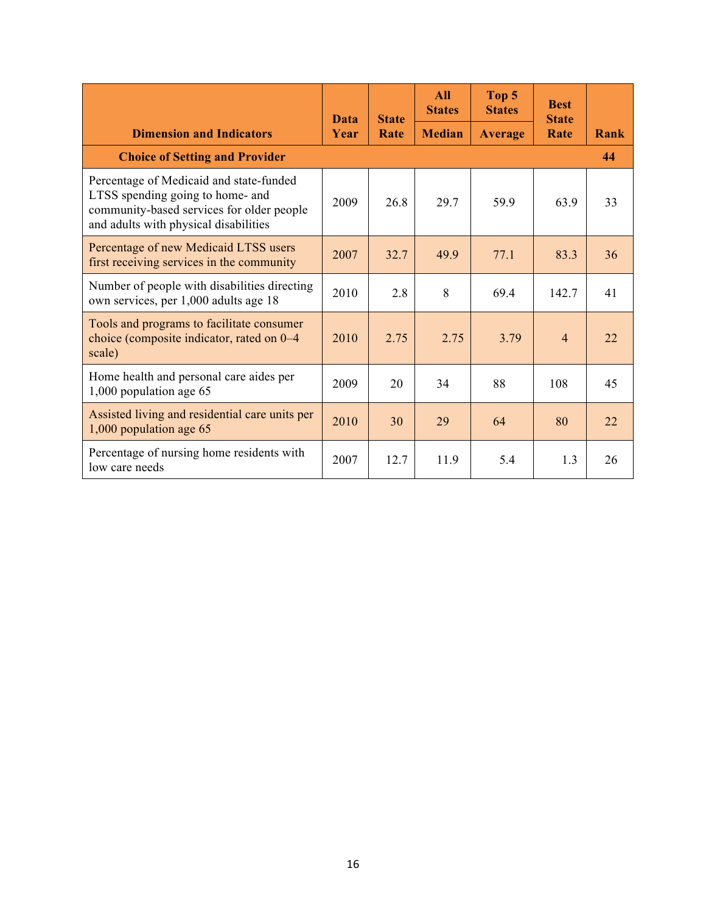| Dimension and Indicators | Data Year | State Rate | All States Median | Top 5 States Average | Best State Rate | Rank |
|---|---|---|---|---|---|---|
| **Choice of Setting and Provider** | | | | | | **44** |
| Percentage of Medicaid and state-funded LTSS spending going to home- and community-based services for older people and adults with physical disabilities | 2009 | 26.8 | 29.7 | 59.9 | 63.9 | 33 |
| Percentage of new Medicaid LTSS users first receiving services in the community | 2007 | 32.7 | 49.9 | 77.1 | 83.3 | 36 |
| Number of people with disabilities directing own services, per 1,000 adults age 18 | 2010 | 2.8 | 8 | 69.4 | 142.7 | 41 |
| Tools and programs to facilitate consumer choice (composite indicator, rated on 0–4 scale) | 2010 | 2.75 | 2.75 | 3.79 | 4 | 22 |
| Home health and personal care aides per 1,000 population age 65 | 2009 | 20 | 34 | 88 | 108 | 45 |
| Assisted living and residential care units per 1,000 population age 65 | 2010 | 30 | 29 | 64 | 80 | 22 |
| Percentage of nursing home residents with low care needs | 2007 | 12.7 | 11.9 | 5.4 | 1.3 | 26 |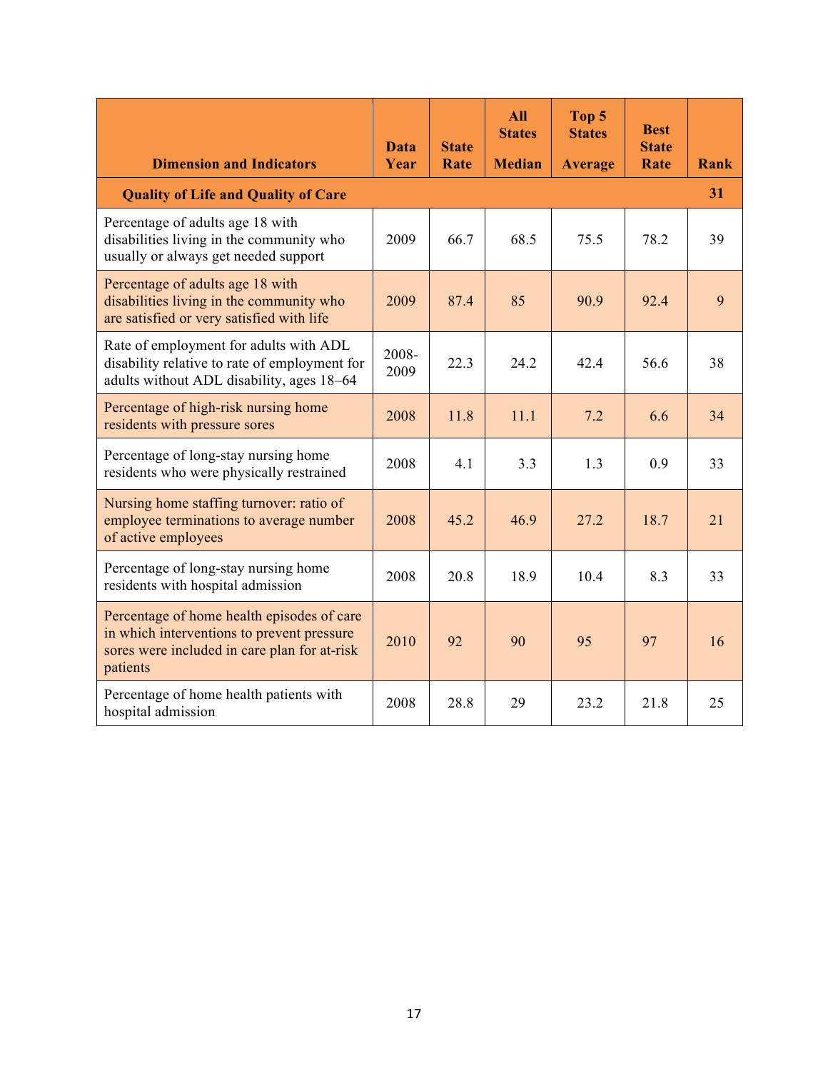| Dimension and Indicators | Data Year | State Rate | All States Median | Top 5 States Average | Best State Rate | Rank |
|---|---|---|---|---|---|---|
| **Quality of Life and Quality of Care** | | | | | | **31** |
| Percentage of adults age 18 with disabilities living in the community who usually or always get needed support | 2009 | 66.7 | 68.5 | 75.5 | 78.2 | 39 |
| Percentage of adults age 18 with disabilities living in the community who are satisfied or very satisfied with life | 2009 | 87.4 | 85 | 90.9 | 92.4 | 9 |
| Rate of employment for adults with ADL disability relative to rate of employment for adults without ADL disability, ages 18–64 | 2008-2009 | 22.3 | 24.2 | 42.4 | 56.6 | 38 |
| Percentage of high-risk nursing home residents with pressure sores | 2008 | 11.8 | 11.1 | 7.2 | 6.6 | 34 |
| Percentage of long-stay nursing home residents who were physically restrained | 2008 | 4.1 | 3.3 | 1.3 | 0.9 | 33 |
| Nursing home staffing turnover: ratio of employee terminations to average number of active employees | 2008 | 45.2 | 46.9 | 27.2 | 18.7 | 21 |
| Percentage of long-stay nursing home residents with hospital admission | 2008 | 20.8 | 18.9 | 10.4 | 8.3 | 33 |
| Percentage of home health episodes of care in which interventions to prevent pressure sores were included in care plan for at-risk patients | 2010 | 92 | 90 | 95 | 97 | 16 |
| Percentage of home health patients with hospital admission | 2008 | 28.8 | 29 | 23.2 | 21.8 | 25 |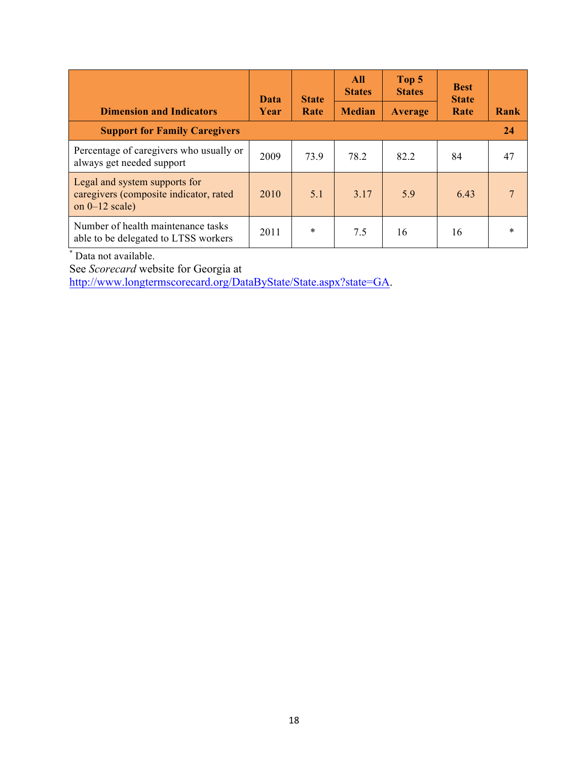| Dimension and Indicators | Data Year | State Rate | All States Median | Top 5 States Average | Best State Rate | Rank |
|---|---|---|---|---|---|---|
| **Support for Family Caregivers** | | | | | | **24** |
| Percentage of caregivers who usually or always get needed support | 2009 | 73.9 | 78.2 | 82.2 | 84 | 47 |
| Legal and system supports for caregivers (composite indicator, rated on 0–12 scale) | 2010 | 5.1 | 3.17 | 5.9 | 6.43 | 7 |
| Number of health maintenance tasks able to be delegated to LTSS workers | 2011 | * | 7.5 | 16 | 16 | * |

* Data not available.

See *Scorecard* website for Georgia at http://www.longtermscorecard.org/DataByState/State.aspx?state=GA.